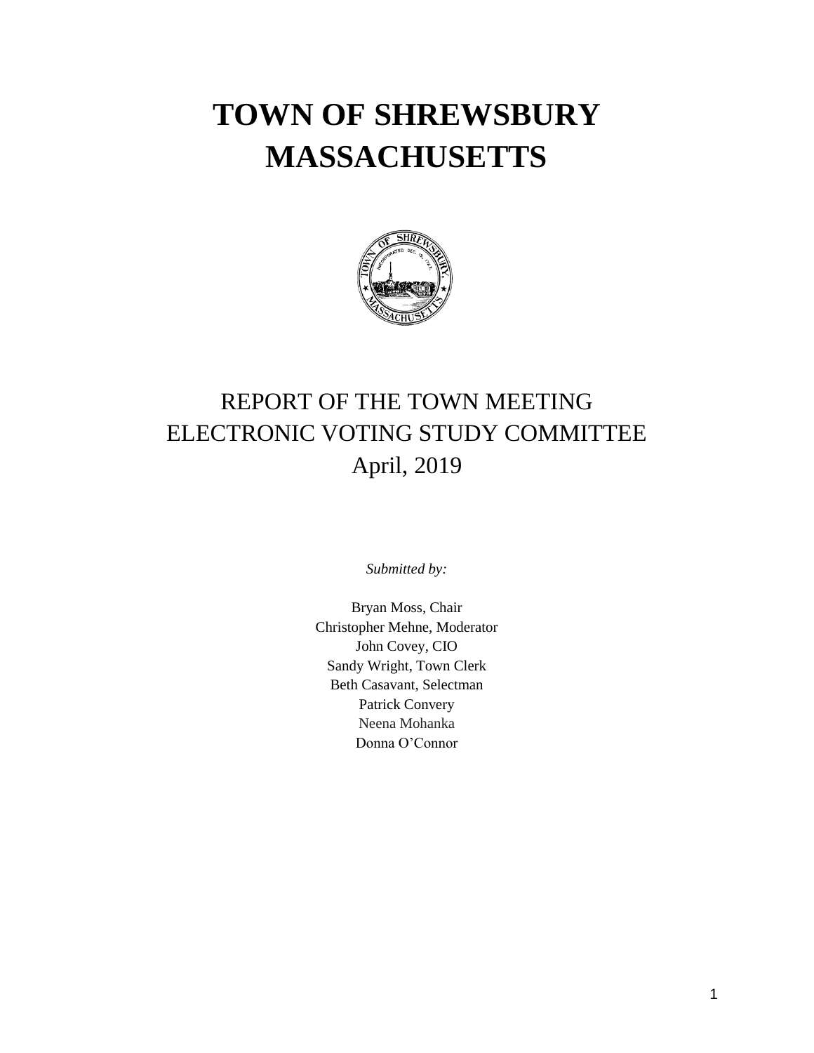# TOWN OF SHREWSBURY MASSACHUSETTS

REPORT OF THE TOWN MEETING ELECTRONIC VOTING STUDY COMMITTEE

April, 2019

*Submitted by:*

Bryan Moss, Chair
Christopher Mehne, Moderator
John Covey, CIO
Sandy Wright, Town Clerk
Beth Casavant, Selectman
Patrick Convery
Neena Mohanka
Donna O'Connor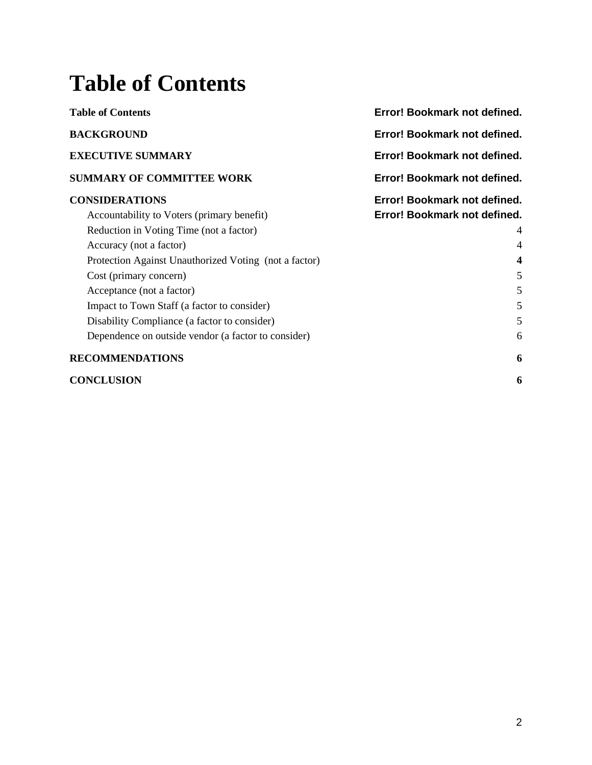# Table of Contents

| | |
|---|---|
| **Table of Contents** | **Error! Bookmark not defined.** |
| **BACKGROUND** | **Error! Bookmark not defined.** |
| **EXECUTIVE SUMMARY** | **Error! Bookmark not defined.** |
| **SUMMARY OF COMMITTEE WORK** | **Error! Bookmark not defined.** |
| **CONSIDERATIONS** | **Error! Bookmark not defined.** |
| Accountability to Voters (primary benefit) | **Error! Bookmark not defined.** |
| Reduction in Voting Time (not a factor) | 4 |
| Accuracy (not a factor) | 4 |
| Protection Against Unauthorized Voting  (not a factor) | **4** |
| Cost (primary concern) | 5 |
| Acceptance (not a factor) | 5 |
| Impact to Town Staff (a factor to consider) | 5 |
| Disability Compliance (a factor to consider) | 5 |
| Dependence on outside vendor (a factor to consider) | 6 |
| **RECOMMENDATIONS** | **6** |
| **CONCLUSION** | **6** |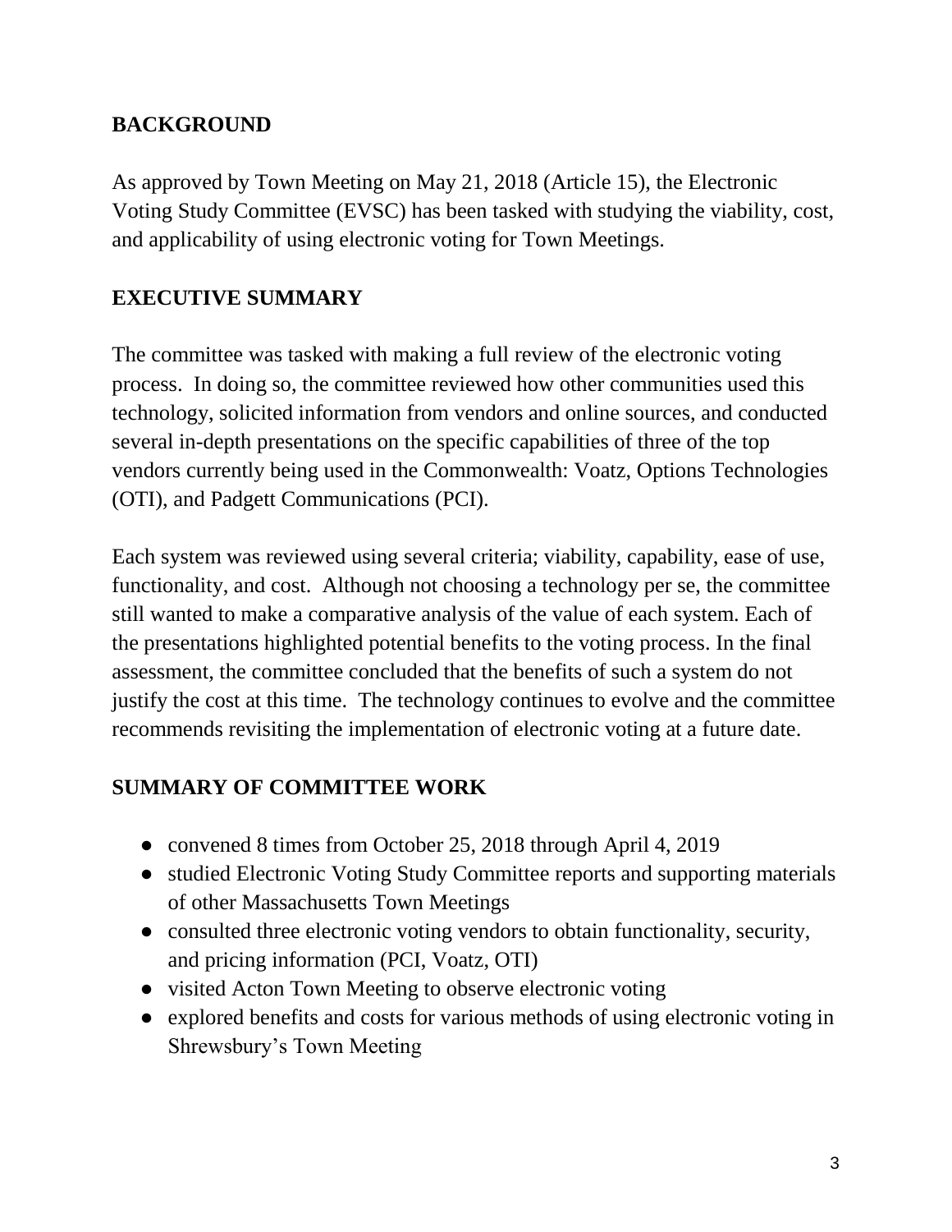## BACKGROUND

As approved by Town Meeting on May 21, 2018 (Article 15), the Electronic Voting Study Committee (EVSC) has been tasked with studying the viability, cost, and applicability of using electronic voting for Town Meetings.

## EXECUTIVE SUMMARY

The committee was tasked with making a full review of the electronic voting process. In doing so, the committee reviewed how other communities used this technology, solicited information from vendors and online sources, and conducted several in-depth presentations on the specific capabilities of three of the top vendors currently being used in the Commonwealth: Voatz, Options Technologies (OTI), and Padgett Communications (PCI).

Each system was reviewed using several criteria; viability, capability, ease of use, functionality, and cost. Although not choosing a technology per se, the committee still wanted to make a comparative analysis of the value of each system. Each of the presentations highlighted potential benefits to the voting process. In the final assessment, the committee concluded that the benefits of such a system do not justify the cost at this time. The technology continues to evolve and the committee recommends revisiting the implementation of electronic voting at a future date.

## SUMMARY OF COMMITTEE WORK

- convened 8 times from October 25, 2018 through April 4, 2019
- studied Electronic Voting Study Committee reports and supporting materials of other Massachusetts Town Meetings
- consulted three electronic voting vendors to obtain functionality, security, and pricing information (PCI, Voatz, OTI)
- visited Acton Town Meeting to observe electronic voting
- explored benefits and costs for various methods of using electronic voting in Shrewsbury's Town Meeting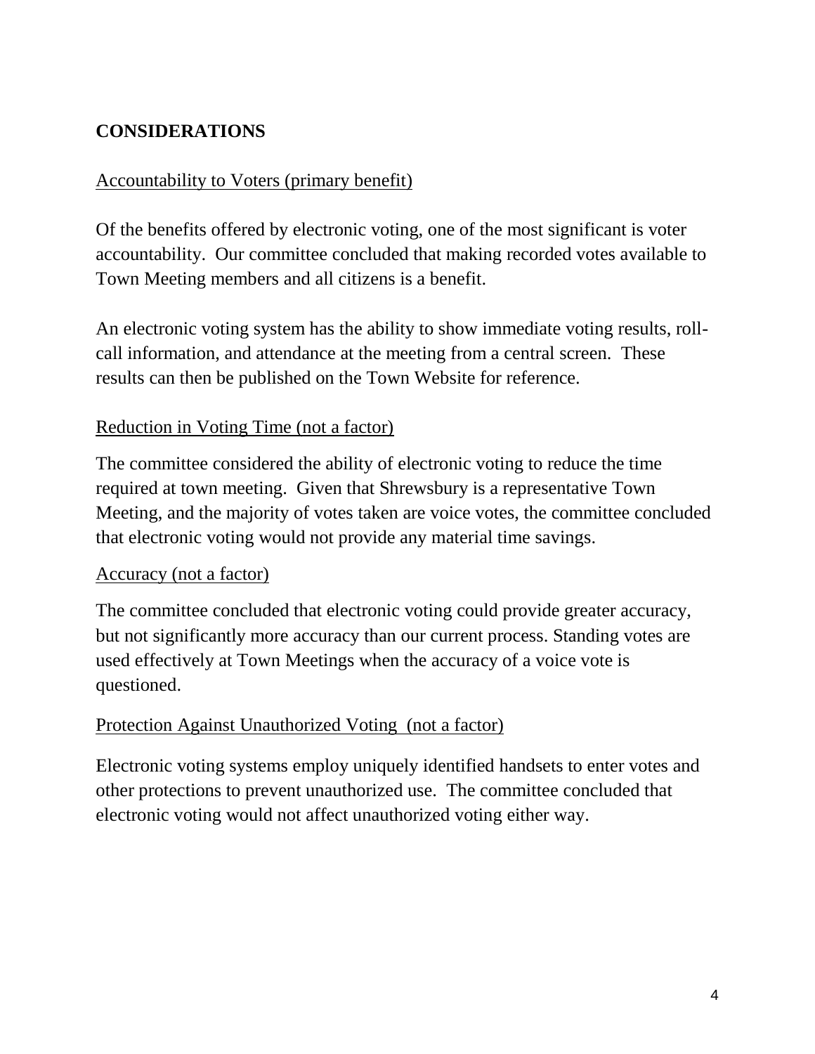## CONSIDERATIONS

Accountability to Voters (primary benefit)

Of the benefits offered by electronic voting, one of the most significant is voter accountability. Our committee concluded that making recorded votes available to Town Meeting members and all citizens is a benefit.

An electronic voting system has the ability to show immediate voting results, roll-call information, and attendance at the meeting from a central screen. These results can then be published on the Town Website for reference.

Reduction in Voting Time (not a factor)

The committee considered the ability of electronic voting to reduce the time required at town meeting. Given that Shrewsbury is a representative Town Meeting, and the majority of votes taken are voice votes, the committee concluded that electronic voting would not provide any material time savings.

Accuracy (not a factor)

The committee concluded that electronic voting could provide greater accuracy, but not significantly more accuracy than our current process. Standing votes are used effectively at Town Meetings when the accuracy of a voice vote is questioned.

Protection Against Unauthorized Voting (not a factor)

Electronic voting systems employ uniquely identified handsets to enter votes and other protections to prevent unauthorized use. The committee concluded that electronic voting would not affect unauthorized voting either way.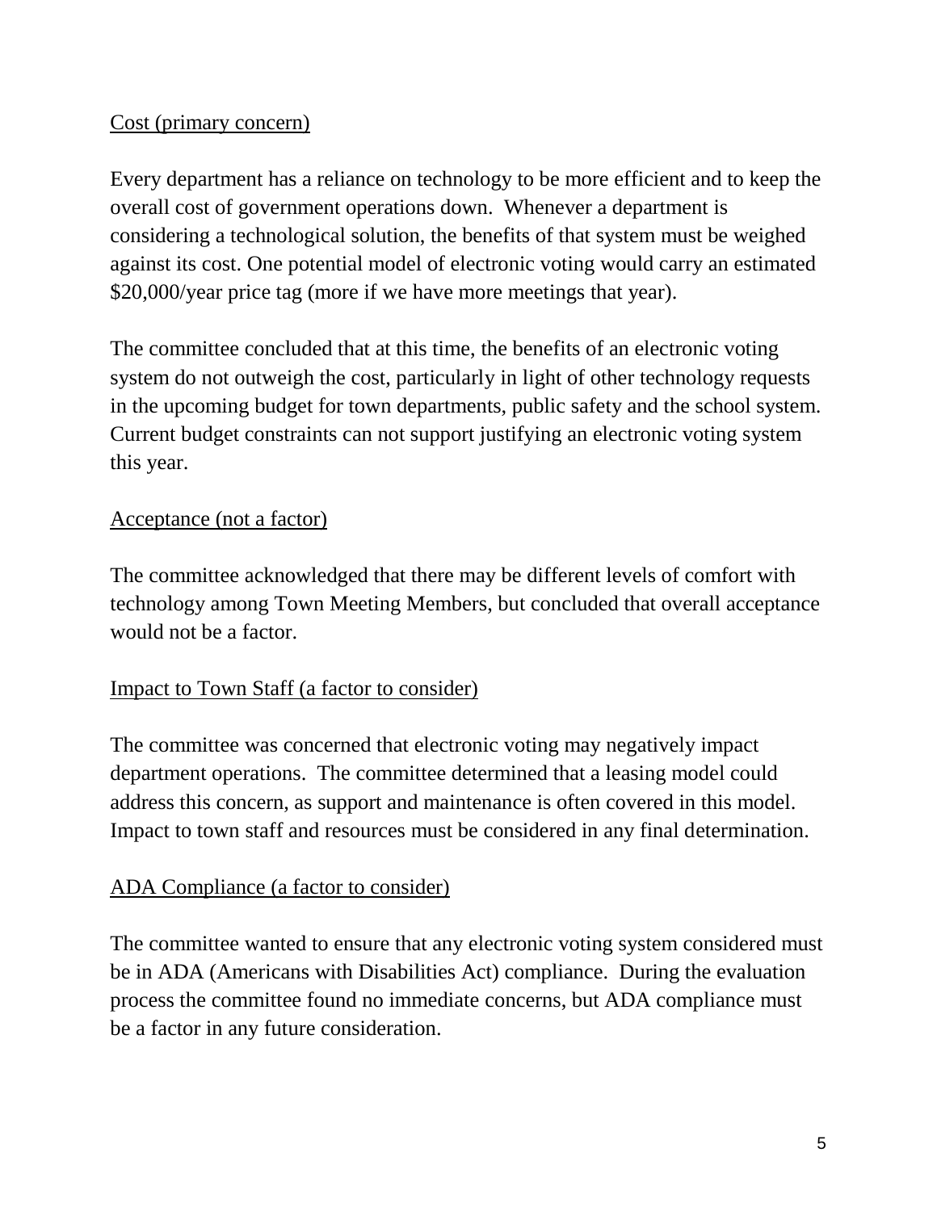Cost (primary concern)

Every department has a reliance on technology to be more efficient and to keep the overall cost of government operations down. Whenever a department is considering a technological solution, the benefits of that system must be weighed against its cost. One potential model of electronic voting would carry an estimated $20,000/year price tag (more if we have more meetings that year).

The committee concluded that at this time, the benefits of an electronic voting system do not outweigh the cost, particularly in light of other technology requests in the upcoming budget for town departments, public safety and the school system. Current budget constraints can not support justifying an electronic voting system this year.

Acceptance (not a factor)

The committee acknowledged that there may be different levels of comfort with technology among Town Meeting Members, but concluded that overall acceptance would not be a factor.

Impact to Town Staff (a factor to consider)

The committee was concerned that electronic voting may negatively impact department operations. The committee determined that a leasing model could address this concern, as support and maintenance is often covered in this model. Impact to town staff and resources must be considered in any final determination.

ADA Compliance (a factor to consider)

The committee wanted to ensure that any electronic voting system considered must be in ADA (Americans with Disabilities Act) compliance. During the evaluation process the committee found no immediate concerns, but ADA compliance must be a factor in any future consideration.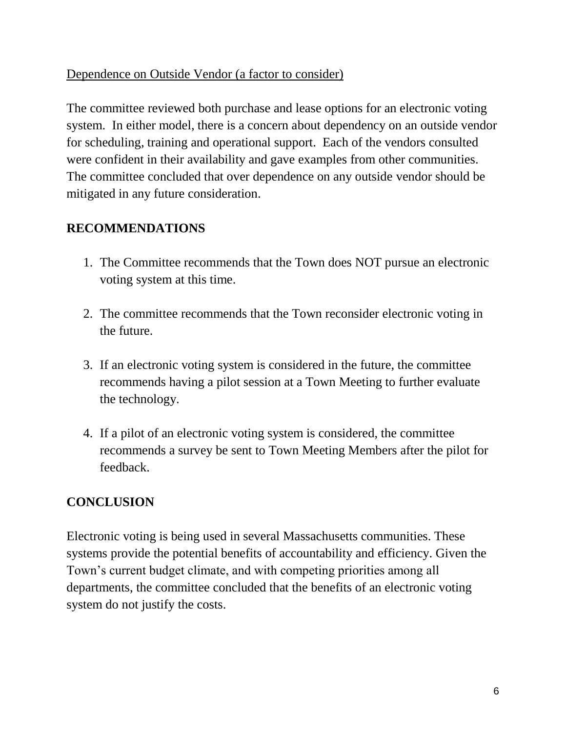Dependence on Outside Vendor (a factor to consider)

The committee reviewed both purchase and lease options for an electronic voting system. In either model, there is a concern about dependency on an outside vendor for scheduling, training and operational support. Each of the vendors consulted were confident in their availability and gave examples from other communities. The committee concluded that over dependence on any outside vendor should be mitigated in any future consideration.

## RECOMMENDATIONS

1. The Committee recommends that the Town does NOT pursue an electronic voting system at this time.

2. The committee recommends that the Town reconsider electronic voting in the future.

3. If an electronic voting system is considered in the future, the committee recommends having a pilot session at a Town Meeting to further evaluate the technology.

4. If a pilot of an electronic voting system is considered, the committee recommends a survey be sent to Town Meeting Members after the pilot for feedback.

## CONCLUSION

Electronic voting is being used in several Massachusetts communities. These systems provide the potential benefits of accountability and efficiency. Given the Town's current budget climate, and with competing priorities among all departments, the committee concluded that the benefits of an electronic voting system do not justify the costs.